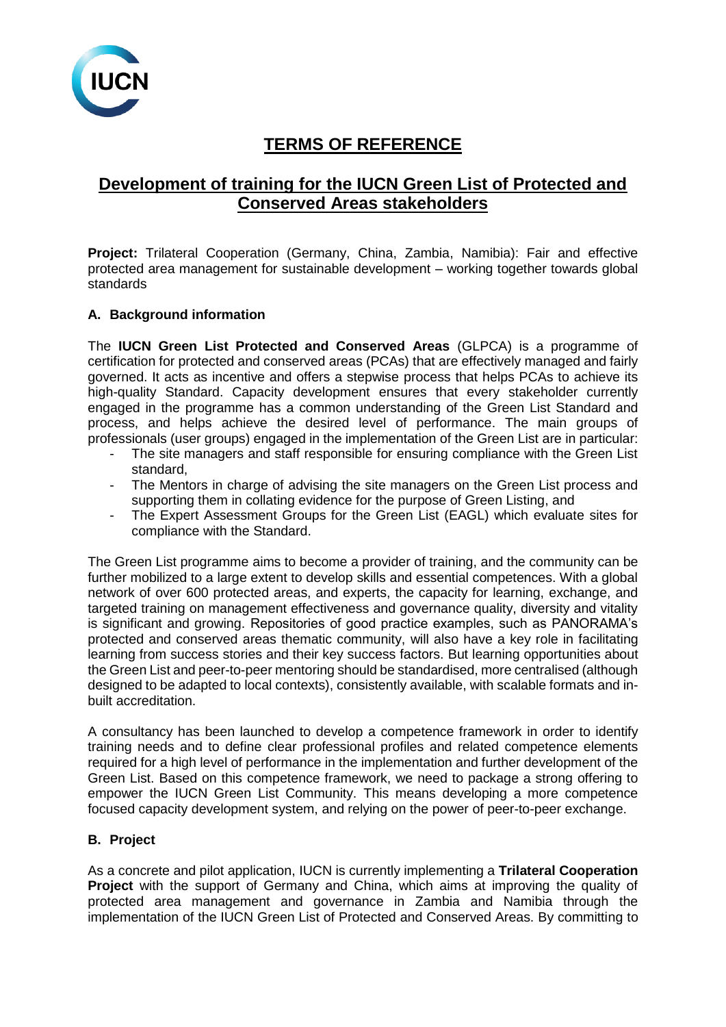# TERMS OF REFERENCE

## Development of training for the IUCN Green List of Protected and Conserved Areas stakeholders

**Project:** Trilateral Cooperation (Germany, China, Zambia, Namibia): Fair and effective protected area management for sustainable development – working together towards global standards

### A. Background information

The **IUCN Green List Protected and Conserved Areas** (GLPCA) is a programme of certification for protected and conserved areas (PCAs) that are effectively managed and fairly governed. It acts as incentive and offers a stepwise process that helps PCAs to achieve its high-quality Standard. Capacity development ensures that every stakeholder currently engaged in the programme has a common understanding of the Green List Standard and process, and helps achieve the desired level of performance. The main groups of professionals (user groups) engaged in the implementation of the Green List are in particular:

- The site managers and staff responsible for ensuring compliance with the Green List standard,
- The Mentors in charge of advising the site managers on the Green List process and supporting them in collating evidence for the purpose of Green Listing, and
- The Expert Assessment Groups for the Green List (EAGL) which evaluate sites for compliance with the Standard.

The Green List programme aims to become a provider of training, and the community can be further mobilized to a large extent to develop skills and essential competences. With a global network of over 600 protected areas, and experts, the capacity for learning, exchange, and targeted training on management effectiveness and governance quality, diversity and vitality is significant and growing. Repositories of good practice examples, such as PANORAMA's protected and conserved areas thematic community, will also have a key role in facilitating learning from success stories and their key success factors. But learning opportunities about the Green List and peer-to-peer mentoring should be standardised, more centralised (although designed to be adapted to local contexts), consistently available, with scalable formats and in-built accreditation.

A consultancy has been launched to develop a competence framework in order to identify training needs and to define clear professional profiles and related competence elements required for a high level of performance in the implementation and further development of the Green List. Based on this competence framework, we need to package a strong offering to empower the IUCN Green List Community. This means developing a more competence focused capacity development system, and relying on the power of peer-to-peer exchange.

### B. Project

As a concrete and pilot application, IUCN is currently implementing a **Trilateral Cooperation Project** with the support of Germany and China, which aims at improving the quality of protected area management and governance in Zambia and Namibia through the implementation of the IUCN Green List of Protected and Conserved Areas. By committing to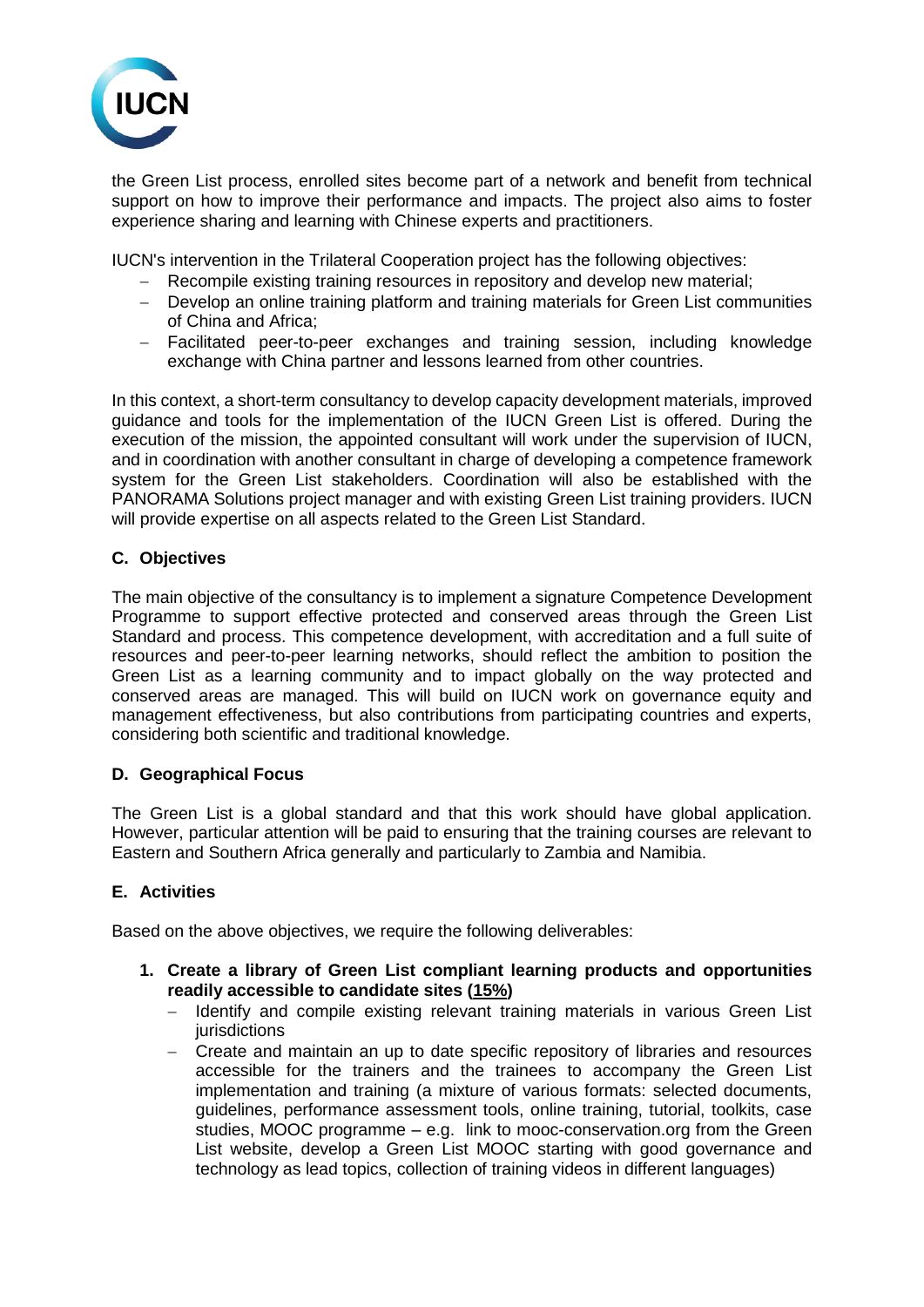the Green List process, enrolled sites become part of a network and benefit from technical support on how to improve their performance and impacts. The project also aims to foster experience sharing and learning with Chinese experts and practitioners.

IUCN's intervention in the Trilateral Cooperation project has the following objectives:

- Recompile existing training resources in repository and develop new material;
- Develop an online training platform and training materials for Green List communities of China and Africa;
- Facilitated peer-to-peer exchanges and training session, including knowledge exchange with China partner and lessons learned from other countries.

In this context, a short-term consultancy to develop capacity development materials, improved guidance and tools for the implementation of the IUCN Green List is offered. During the execution of the mission, the appointed consultant will work under the supervision of IUCN, and in coordination with another consultant in charge of developing a competence framework system for the Green List stakeholders. Coordination will also be established with the PANORAMA Solutions project manager and with existing Green List training providers. IUCN will provide expertise on all aspects related to the Green List Standard.

### C. Objectives

The main objective of the consultancy is to implement a signature Competence Development Programme to support effective protected and conserved areas through the Green List Standard and process. This competence development, with accreditation and a full suite of resources and peer-to-peer learning networks, should reflect the ambition to position the Green List as a learning community and to impact globally on the way protected and conserved areas are managed. This will build on IUCN work on governance equity and management effectiveness, but also contributions from participating countries and experts, considering both scientific and traditional knowledge.

### D. Geographical Focus

The Green List is a global standard and that this work should have global application. However, particular attention will be paid to ensuring that the training courses are relevant to Eastern and Southern Africa generally and particularly to Zambia and Namibia.

### E. Activities

Based on the above objectives, we require the following deliverables:

1. **Create a library of Green List compliant learning products and opportunities readily accessible to candidate sites (<u>15%</u>)**
   - Identify and compile existing relevant training materials in various Green List jurisdictions
   - Create and maintain an up to date specific repository of libraries and resources accessible for the trainers and the trainees to accompany the Green List implementation and training (a mixture of various formats: selected documents, guidelines, performance assessment tools, online training, tutorial, toolkits, case studies, MOOC programme – e.g. link to mooc-conservation.org from the Green List website, develop a Green List MOOC starting with good governance and technology as lead topics, collection of training videos in different languages)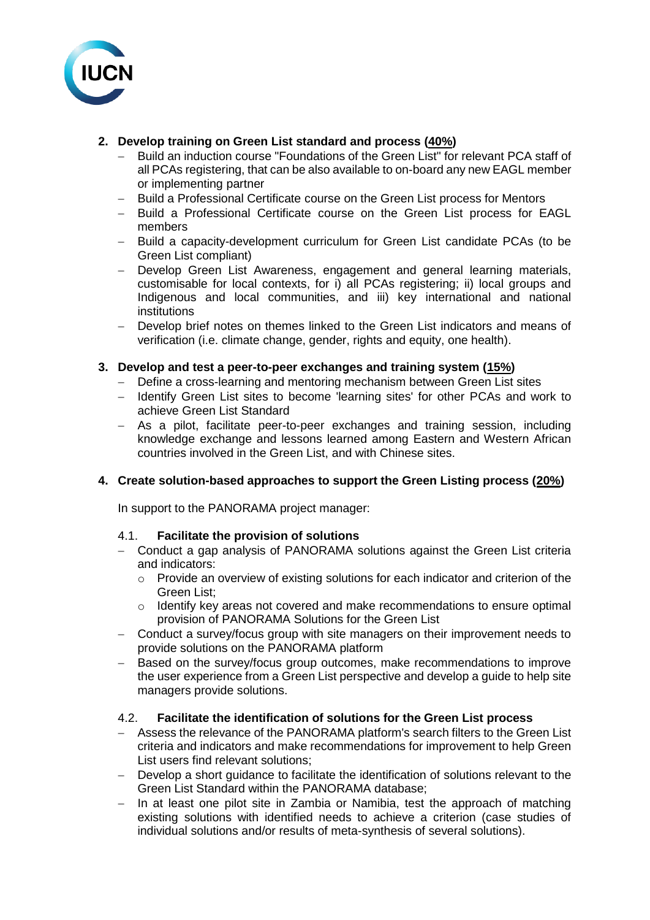2. **Develop training on Green List standard and process (<u>40%</u>)**
   - Build an induction course "Foundations of the Green List" for relevant PCA staff of all PCAs registering, that can be also available to on-board any new EAGL member or implementing partner
   - Build a Professional Certificate course on the Green List process for Mentors
   - Build a Professional Certificate course on the Green List process for EAGL members
   - Build a capacity-development curriculum for Green List candidate PCAs (to be Green List compliant)
   - Develop Green List Awareness, engagement and general learning materials, customisable for local contexts, for i) all PCAs registering; ii) local groups and Indigenous and local communities, and iii) key international and national institutions
   - Develop brief notes on themes linked to the Green List indicators and means of verification (i.e. climate change, gender, rights and equity, one health).

3. **Develop and test a peer-to-peer exchanges and training system (<u>15%</u>)**
   - Define a cross-learning and mentoring mechanism between Green List sites
   - Identify Green List sites to become 'learning sites' for other PCAs and work to achieve Green List Standard
   - As a pilot, facilitate peer-to-peer exchanges and training session, including knowledge exchange and lessons learned among Eastern and Western African countries involved in the Green List, and with Chinese sites.

4. **Create solution-based approaches to support the Green Listing process (<u>20%</u>)**

   In support to the PANORAMA project manager:

   4.1. **Facilitate the provision of solutions**
   - Conduct a gap analysis of PANORAMA solutions against the Green List criteria and indicators:
     - Provide an overview of existing solutions for each indicator and criterion of the Green List;
     - Identify key areas not covered and make recommendations to ensure optimal provision of PANORAMA Solutions for the Green List
   - Conduct a survey/focus group with site managers on their improvement needs to provide solutions on the PANORAMA platform
   - Based on the survey/focus group outcomes, make recommendations to improve the user experience from a Green List perspective and develop a guide to help site managers provide solutions.

   4.2. **Facilitate the identification of solutions for the Green List process**
   - Assess the relevance of the PANORAMA platform's search filters to the Green List criteria and indicators and make recommendations for improvement to help Green List users find relevant solutions;
   - Develop a short guidance to facilitate the identification of solutions relevant to the Green List Standard within the PANORAMA database;
   - In at least one pilot site in Zambia or Namibia, test the approach of matching existing solutions with identified needs to achieve a criterion (case studies of individual solutions and/or results of meta-synthesis of several solutions).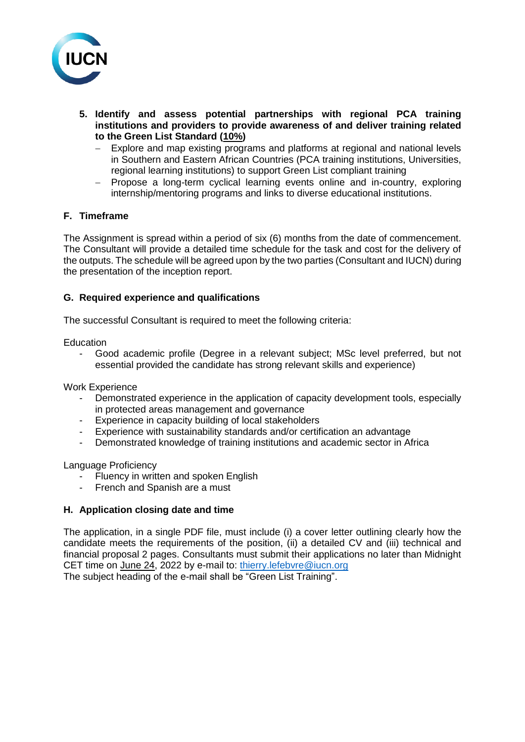5. **Identify and assess potential partnerships with regional PCA training institutions and providers to provide awareness of and deliver training related to the Green List Standard (10%)**
   - Explore and map existing programs and platforms at regional and national levels in Southern and Eastern African Countries (PCA training institutions, Universities, regional learning institutions) to support Green List compliant training
   - Propose a long-term cyclical learning events online and in-country, exploring internship/mentoring programs and links to diverse educational institutions.

## F. Timeframe

The Assignment is spread within a period of six (6) months from the date of commencement. The Consultant will provide a detailed time schedule for the task and cost for the delivery of the outputs. The schedule will be agreed upon by the two parties (Consultant and IUCN) during the presentation of the inception report.

## G. Required experience and qualifications

The successful Consultant is required to meet the following criteria:

Education

- Good academic profile (Degree in a relevant subject; MSc level preferred, but not essential provided the candidate has strong relevant skills and experience)

Work Experience

- Demonstrated experience in the application of capacity development tools, especially in protected areas management and governance
- Experience in capacity building of local stakeholders
- Experience with sustainability standards and/or certification an advantage
- Demonstrated knowledge of training institutions and academic sector in Africa

Language Proficiency

- Fluency in written and spoken English
- French and Spanish are a must

## H. Application closing date and time

The application, in a single PDF file, must include (i) a cover letter outlining clearly how the candidate meets the requirements of the position, (ii) a detailed CV and (iii) technical and financial proposal 2 pages. Consultants must submit their applications no later than Midnight CET time on June 24, 2022 by e-mail to: thierry.lefebvre@iucn.org

The subject heading of the e-mail shall be "Green List Training".